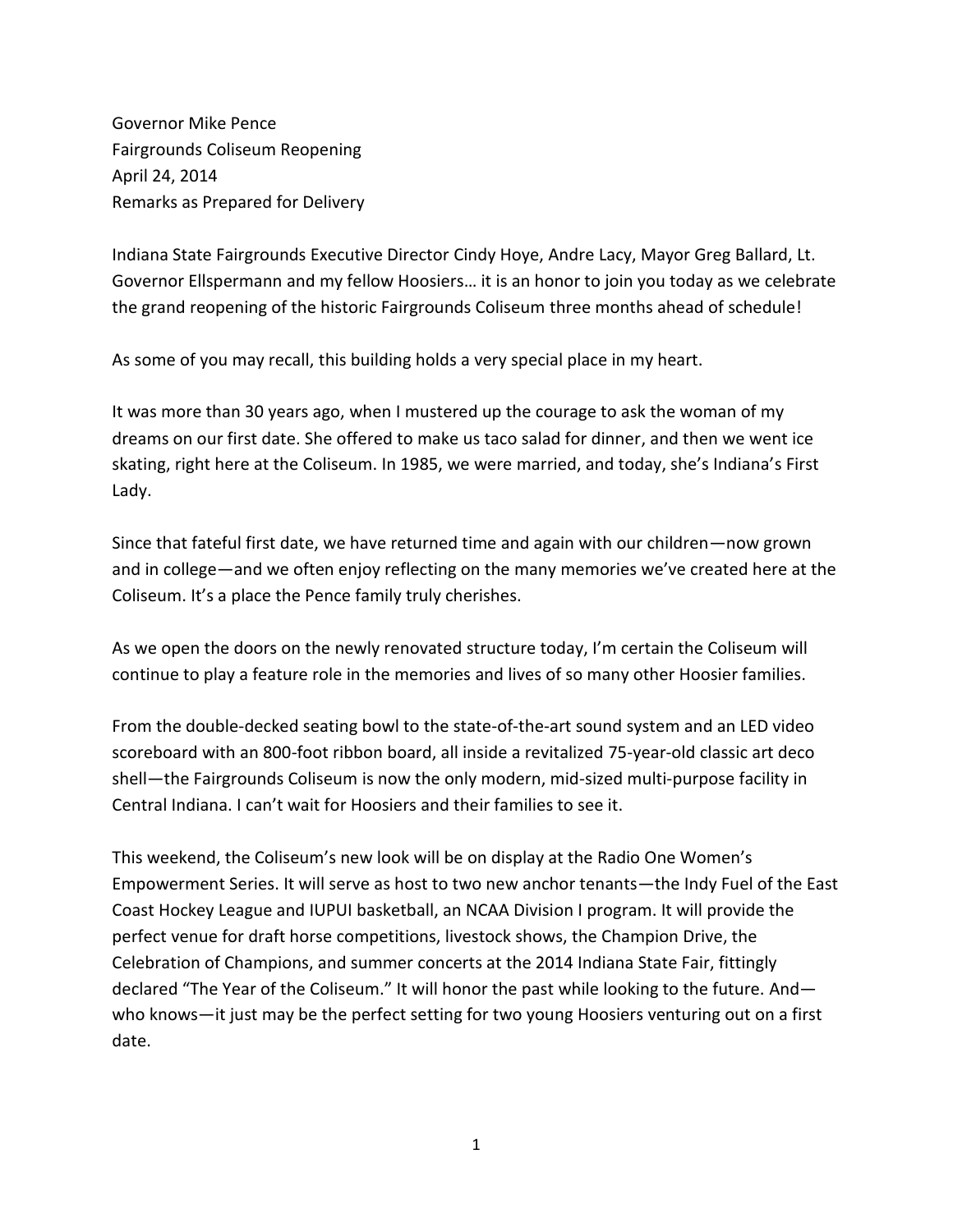Governor Mike Pence
Fairgrounds Coliseum Reopening
April 24, 2014
Remarks as Prepared for Delivery

Indiana State Fairgrounds Executive Director Cindy Hoye, Andre Lacy, Mayor Greg Ballard, Lt. Governor Ellspermann and my fellow Hoosiers… it is an honor to join you today as we celebrate the grand reopening of the historic Fairgrounds Coliseum three months ahead of schedule!

As some of you may recall, this building holds a very special place in my heart.

It was more than 30 years ago, when I mustered up the courage to ask the woman of my dreams on our first date. She offered to make us taco salad for dinner, and then we went ice skating, right here at the Coliseum. In 1985, we were married, and today, she's Indiana's First Lady.

Since that fateful first date, we have returned time and again with our children—now grown and in college—and we often enjoy reflecting on the many memories we've created here at the Coliseum. It's a place the Pence family truly cherishes.

As we open the doors on the newly renovated structure today, I'm certain the Coliseum will continue to play a feature role in the memories and lives of so many other Hoosier families.

From the double-decked seating bowl to the state-of-the-art sound system and an LED video scoreboard with an 800-foot ribbon board, all inside a revitalized 75-year-old classic art deco shell—the Fairgrounds Coliseum is now the only modern, mid-sized multi-purpose facility in Central Indiana. I can't wait for Hoosiers and their families to see it.

This weekend, the Coliseum's new look will be on display at the Radio One Women's Empowerment Series. It will serve as host to two new anchor tenants—the Indy Fuel of the East Coast Hockey League and IUPUI basketball, an NCAA Division I program. It will provide the perfect venue for draft horse competitions, livestock shows, the Champion Drive, the Celebration of Champions, and summer concerts at the 2014 Indiana State Fair, fittingly declared "The Year of the Coliseum." It will honor the past while looking to the future. And—who knows—it just may be the perfect setting for two young Hoosiers venturing out on a first date.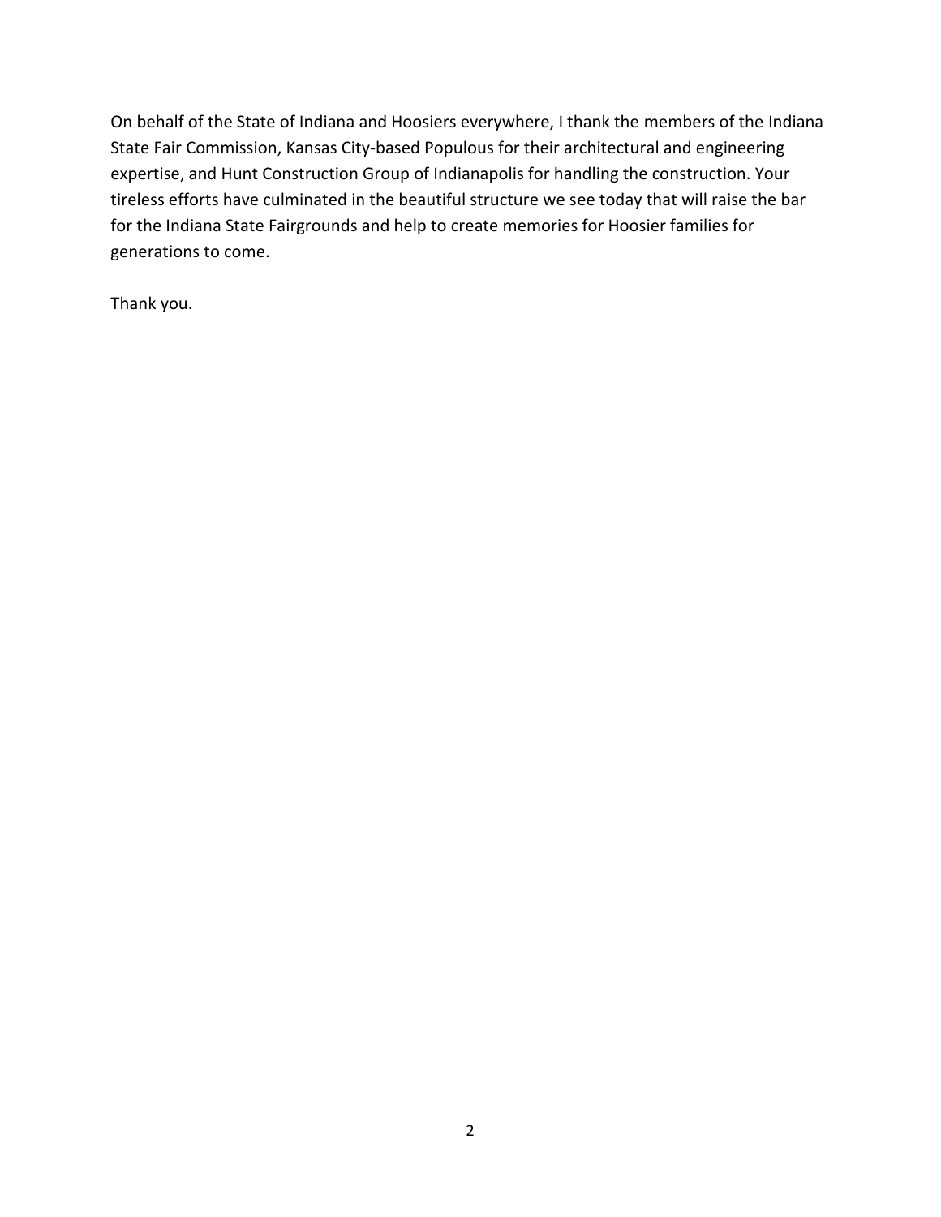On behalf of the State of Indiana and Hoosiers everywhere, I thank the members of the Indiana State Fair Commission, Kansas City-based Populous for their architectural and engineering expertise, and Hunt Construction Group of Indianapolis for handling the construction. Your tireless efforts have culminated in the beautiful structure we see today that will raise the bar for the Indiana State Fairgrounds and help to create memories for Hoosier families for generations to come.

Thank you.